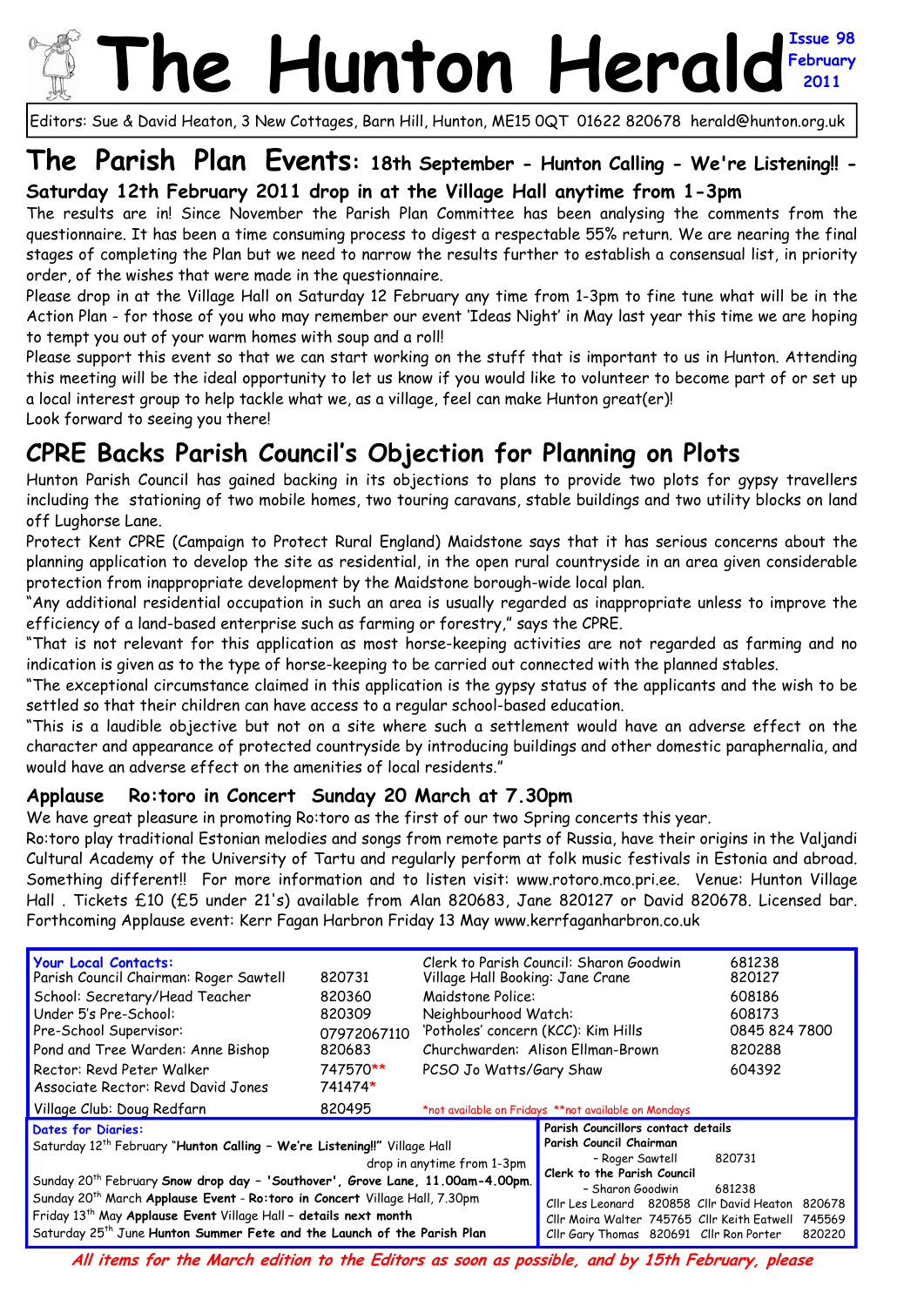# The Hunton Herald

**Issue 98 February 2011**

Editors: Sue & David Heaton, 3 New Cottages, Barn Hill, Hunton, ME15 0QT 01622 820678 herald@hunton.org.uk

## The Parish Plan Events: 18th September - Hunton Calling - We're Listening!! - Saturday 12th February 2011 drop in at the Village Hall anytime from 1-3pm

The results are in! Since November the Parish Plan Committee has been analysing the comments from the questionnaire. It has been a time consuming process to digest a respectable 55% return. We are nearing the final stages of completing the Plan but we need to narrow the results further to establish a consensual list, in priority order, of the wishes that were made in the questionnaire.

Please drop in at the Village Hall on Saturday 12 February any time from 1-3pm to fine tune what will be in the Action Plan - for those of you who may remember our event 'Ideas Night' in May last year this time we are hoping to tempt you out of your warm homes with soup and a roll!

Please support this event so that we can start working on the stuff that is important to us in Hunton. Attending this meeting will be the ideal opportunity to let us know if you would like to volunteer to become part of or set up a local interest group to help tackle what we, as a village, feel can make Hunton great(er)!

Look forward to seeing you there!

## CPRE Backs Parish Council's Objection for Planning on Plots

Hunton Parish Council has gained backing in its objections to plans to provide two plots for gypsy travellers including the stationing of two mobile homes, two touring caravans, stable buildings and two utility blocks on land off Lughorse Lane.

Protect Kent CPRE (Campaign to Protect Rural England) Maidstone says that it has serious concerns about the planning application to develop the site as residential, in the open rural countryside in an area given considerable protection from inappropriate development by the Maidstone borough-wide local plan.

"Any additional residential occupation in such an area is usually regarded as inappropriate unless to improve the efficiency of a land-based enterprise such as farming or forestry," says the CPRE.

"That is not relevant for this application as most horse-keeping activities are not regarded as farming and no indication is given as to the type of horse-keeping to be carried out connected with the planned stables.

"The exceptional circumstance claimed in this application is the gypsy status of the applicants and the wish to be settled so that their children can have access to a regular school-based education.

"This is a laudible objective but not on a site where such a settlement would have an adverse effect on the character and appearance of protected countryside by introducing buildings and other domestic paraphernalia, and would have an adverse effect on the amenities of local residents."

### Applause Ro:toro in Concert Sunday 20 March at 7.30pm

We have great pleasure in promoting Ro:toro as the first of our two Spring concerts this year.

Ro:toro play traditional Estonian melodies and songs from remote parts of Russia, have their origins in the Valjandi Cultural Academy of the University of Tartu and regularly perform at folk music festivals in Estonia and abroad. Something different!! For more information and to listen visit: www.rotoro.mco.pri.ee. Venue: Hunton Village Hall . Tickets £10 (£5 under 21's) available from Alan 820683, Jane 820127 or David 820678. Licensed bar. Forthcoming Applause event: Kerr Fagan Harbron Friday 13 May www.kerrfaganharbron.co.uk

**Your Local Contacts:**

| | | | |
|---|---|---|---|
| Parish Council Chairman: Roger Sawtell | 820731 | Clerk to Parish Council: Sharon Goodwin | 681238 |
| | | Village Hall Booking: Jane Crane | 820127 |
| School: Secretary/Head Teacher | 820360 | Maidstone Police: | 608186 |
| Under 5's Pre-School: | 820309 | Neighbourhood Watch: | 608173 |
| Pre-School Supervisor: | 07972067110 | 'Potholes' concern (KCC): Kim Hills | 0845 824 7800 |
| Pond and Tree Warden: Anne Bishop | 820683 | Churchwarden: Alison Ellman-Brown | 820288 |
| Rector: Revd Peter Walker | 747570** | PCSO Jo Watts/Gary Shaw | 604392 |
| Associate Rector: Revd David Jones | 741474* | | |
| Village Club: Doug Redfarn | 820495 | *not available on Fridays **not available on Mondays | |

**Dates for Diaries:**

- Saturday 12th February "**Hunton Calling – We're Listening!!**" Village Hall drop in anytime from 1-3pm
- Sunday 20th February **Snow drop day – 'Southover', Grove Lane, 11.00am-4.00pm.**
- Sunday 20th March **Applause Event - Ro:toro in Concert** Village Hall, 7.30pm
- Friday 13th May **Applause Event** Village Hall – **details next month**
- Saturday 25th June **Hunton Summer Fete and the Launch of the Parish Plan**

**Parish Councillors contact details**

**Parish Council Chairman** - Roger Sawtell 820731

**Clerk to the Parish Council** - Sharon Goodwin 681238

Cllr Les Leonard 820858 Cllr David Heaton 820678
Cllr Moira Walter 745765 Cllr Keith Eatwell 745569
Cllr Gary Thomas 820691 Cllr Ron Porter 820220

***All items for the March edition to the Editors as soon as possible, and by 15th February, please***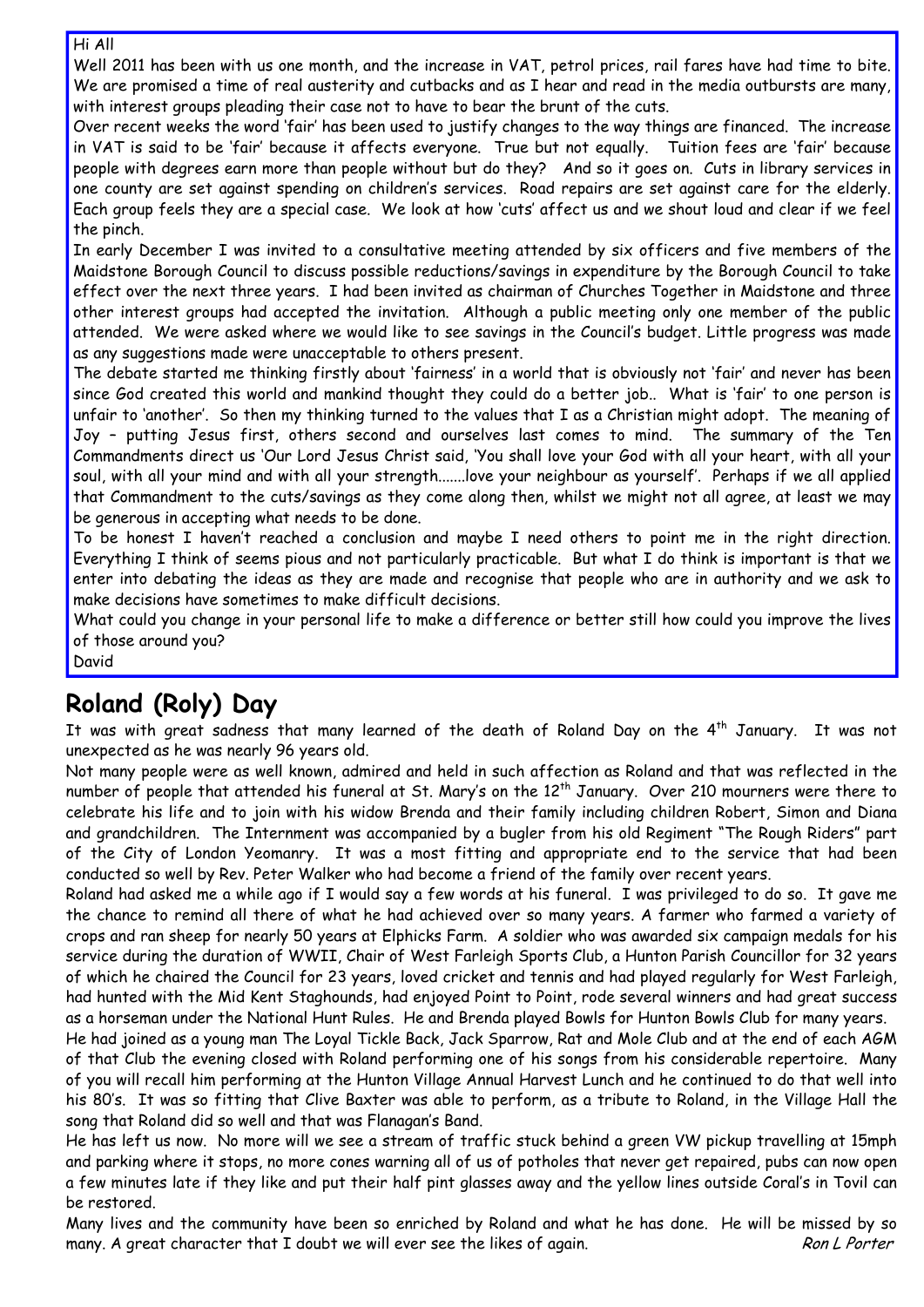Hi All

Well 2011 has been with us one month, and the increase in VAT, petrol prices, rail fares have had time to bite. We are promised a time of real austerity and cutbacks and as I hear and read in the media outbursts are many, with interest groups pleading their case not to have to bear the brunt of the cuts.

Over recent weeks the word 'fair' has been used to justify changes to the way things are financed. The increase in VAT is said to be 'fair' because it affects everyone. True but not equally. Tuition fees are 'fair' because people with degrees earn more than people without but do they? And so it goes on. Cuts in library services in one county are set against spending on children's services. Road repairs are set against care for the elderly. Each group feels they are a special case. We look at how 'cuts' affect us and we shout loud and clear if we feel the pinch.

In early December I was invited to a consultative meeting attended by six officers and five members of the Maidstone Borough Council to discuss possible reductions/savings in expenditure by the Borough Council to take effect over the next three years. I had been invited as chairman of Churches Together in Maidstone and three other interest groups had accepted the invitation. Although a public meeting only one member of the public attended. We were asked where we would like to see savings in the Council's budget. Little progress was made as any suggestions made were unacceptable to others present.

The debate started me thinking firstly about 'fairness' in a world that is obviously not 'fair' and never has been since God created this world and mankind thought they could do a better job.. What is 'fair' to one person is unfair to 'another'. So then my thinking turned to the values that I as a Christian might adopt. The meaning of Joy – putting Jesus first, others second and ourselves last comes to mind. The summary of the Ten Commandments direct us 'Our Lord Jesus Christ said, 'You shall love your God with all your heart, with all your soul, with all your mind and with all your strength.......love your neighbour as yourself'. Perhaps if we all applied that Commandment to the cuts/savings as they come along then, whilst we might not all agree, at least we may be generous in accepting what needs to be done.

To be honest I haven't reached a conclusion and maybe I need others to point me in the right direction. Everything I think of seems pious and not particularly practicable. But what I do think is important is that we enter into debating the ideas as they are made and recognise that people who are in authority and we ask to make decisions have sometimes to make difficult decisions.

What could you change in your personal life to make a difference or better still how could you improve the lives of those around you?

David

## Roland (Roly) Day

It was with great sadness that many learned of the death of Roland Day on the 4th January. It was not unexpected as he was nearly 96 years old.

Not many people were as well known, admired and held in such affection as Roland and that was reflected in the number of people that attended his funeral at St. Mary's on the 12th January. Over 210 mourners were there to celebrate his life and to join with his widow Brenda and their family including children Robert, Simon and Diana and grandchildren. The Internment was accompanied by a bugler from his old Regiment "The Rough Riders" part of the City of London Yeomanry. It was a most fitting and appropriate end to the service that had been conducted so well by Rev. Peter Walker who had become a friend of the family over recent years.

Roland had asked me a while ago if I would say a few words at his funeral. I was privileged to do so. It gave me the chance to remind all there of what he had achieved over so many years. A farmer who farmed a variety of crops and ran sheep for nearly 50 years at Elphicks Farm. A soldier who was awarded six campaign medals for his service during the duration of WWII, Chair of West Farleigh Sports Club, a Hunton Parish Councillor for 32 years of which he chaired the Council for 23 years, loved cricket and tennis and had played regularly for West Farleigh, had hunted with the Mid Kent Staghounds, had enjoyed Point to Point, rode several winners and had great success as a horseman under the National Hunt Rules. He and Brenda played Bowls for Hunton Bowls Club for many years.

He had joined as a young man The Loyal Tickle Back, Jack Sparrow, Rat and Mole Club and at the end of each AGM of that Club the evening closed with Roland performing one of his songs from his considerable repertoire. Many of you will recall him performing at the Hunton Village Annual Harvest Lunch and he continued to do that well into his 80's. It was so fitting that Clive Baxter was able to perform, as a tribute to Roland, in the Village Hall the song that Roland did so well and that was Flanagan's Band.

He has left us now. No more will we see a stream of traffic stuck behind a green VW pickup travelling at 15mph and parking where it stops, no more cones warning all of us of potholes that never get repaired, pubs can now open a few minutes late if they like and put their half pint glasses away and the yellow lines outside Coral's in Tovil can be restored.

Many lives and the community have been so enriched by Roland and what he has done. He will be missed by so many. A great character that I doubt we will ever see the likes of again.

*Ron L Porter*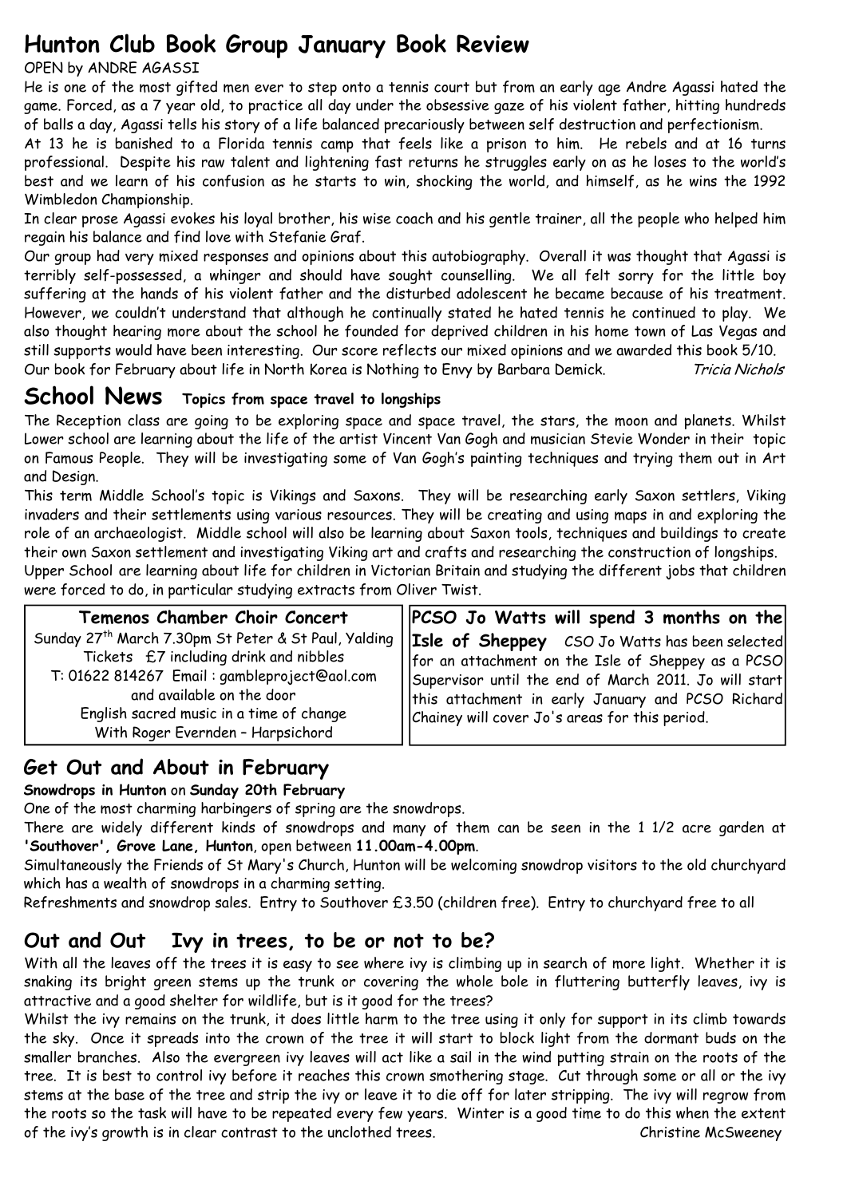## Hunton Club Book Group January Book Review

OPEN by ANDRE AGASSI

He is one of the most gifted men ever to step onto a tennis court but from an early age Andre Agassi hated the game. Forced, as a 7 year old, to practice all day under the obsessive gaze of his violent father, hitting hundreds of balls a day, Agassi tells his story of a life balanced precariously between self destruction and perfectionism.

At 13 he is banished to a Florida tennis camp that feels like a prison to him. He rebels and at 16 turns professional. Despite his raw talent and lightening fast returns he struggles early on as he loses to the world's best and we learn of his confusion as he starts to win, shocking the world, and himself, as he wins the 1992 Wimbledon Championship.

In clear prose Agassi evokes his loyal brother, his wise coach and his gentle trainer, all the people who helped him regain his balance and find love with Stefanie Graf.

Our group had very mixed responses and opinions about this autobiography. Overall it was thought that Agassi is terribly self-possessed, a whinger and should have sought counselling. We all felt sorry for the little boy suffering at the hands of his violent father and the disturbed adolescent he became because of his treatment. However, we couldn't understand that although he continually stated he hated tennis he continued to play. We also thought hearing more about the school he founded for deprived children in his home town of Las Vegas and still supports would have been interesting. Our score reflects our mixed opinions and we awarded this book 5/10.

Our book for February about life in North Korea is Nothing to Envy by Barbara Demick. *Tricia Nichols*

## School News **Topics from space travel to longships**

The Reception class are going to be exploring space and space travel, the stars, the moon and planets. Whilst Lower school are learning about the life of the artist Vincent Van Gogh and musician Stevie Wonder in their topic on Famous People. They will be investigating some of Van Gogh's painting techniques and trying them out in Art and Design.

This term Middle School's topic is Vikings and Saxons. They will be researching early Saxon settlers, Viking invaders and their settlements using various resources. They will be creating and using maps in and exploring the role of an archaeologist. Middle school will also be learning about Saxon tools, techniques and buildings to create their own Saxon settlement and investigating Viking art and crafts and researching the construction of longships.

Upper School are learning about life for children in Victorian Britain and studying the different jobs that children were forced to do, in particular studying extracts from Oliver Twist.

**Temenos Chamber Choir Concert**

Sunday 27th March 7.30pm St Peter & St Paul, Yalding
Tickets £7 including drink and nibbles
T: 01622 814267 Email : gambleproject@aol.com
and available on the door
English sacred music in a time of change
With Roger Evernden – Harpsichord

**PCSO Jo Watts will spend 3 months on the Isle of Sheppey** CSO Jo Watts has been selected for an attachment on the Isle of Sheppey as a PCSO Supervisor until the end of March 2011. Jo will start this attachment in early January and PCSO Richard Chainey will cover Jo's areas for this period.

## Get Out and About in February

**Snowdrops in Hunton** on **Sunday 20th February**

One of the most charming harbingers of spring are the snowdrops.

There are widely different kinds of snowdrops and many of them can be seen in the 1 1/2 acre garden at **'Southover', Grove Lane, Hunton**, open between **11.00am-4.00pm**.

Simultaneously the Friends of St Mary's Church, Hunton will be welcoming snowdrop visitors to the old churchyard which has a wealth of snowdrops in a charming setting.

Refreshments and snowdrop sales. Entry to Southover £3.50 (children free). Entry to churchyard free to all

## Out and Out Ivy in trees, to be or not to be?

With all the leaves off the trees it is easy to see where ivy is climbing up in search of more light. Whether it is snaking its bright green stems up the trunk or covering the whole bole in fluttering butterfly leaves, ivy is attractive and a good shelter for wildlife, but is it good for the trees?

Whilst the ivy remains on the trunk, it does little harm to the tree using it only for support in its climb towards the sky. Once it spreads into the crown of the tree it will start to block light from the dormant buds on the smaller branches. Also the evergreen ivy leaves will act like a sail in the wind putting strain on the roots of the tree. It is best to control ivy before it reaches this crown smothering stage. Cut through some or all or the ivy stems at the base of the tree and strip the ivy or leave it to die off for later stripping. The ivy will regrow from the roots so the task will have to be repeated every few years. Winter is a good time to do this when the extent of the ivy's growth is in clear contrast to the unclothed trees. Christine McSweeney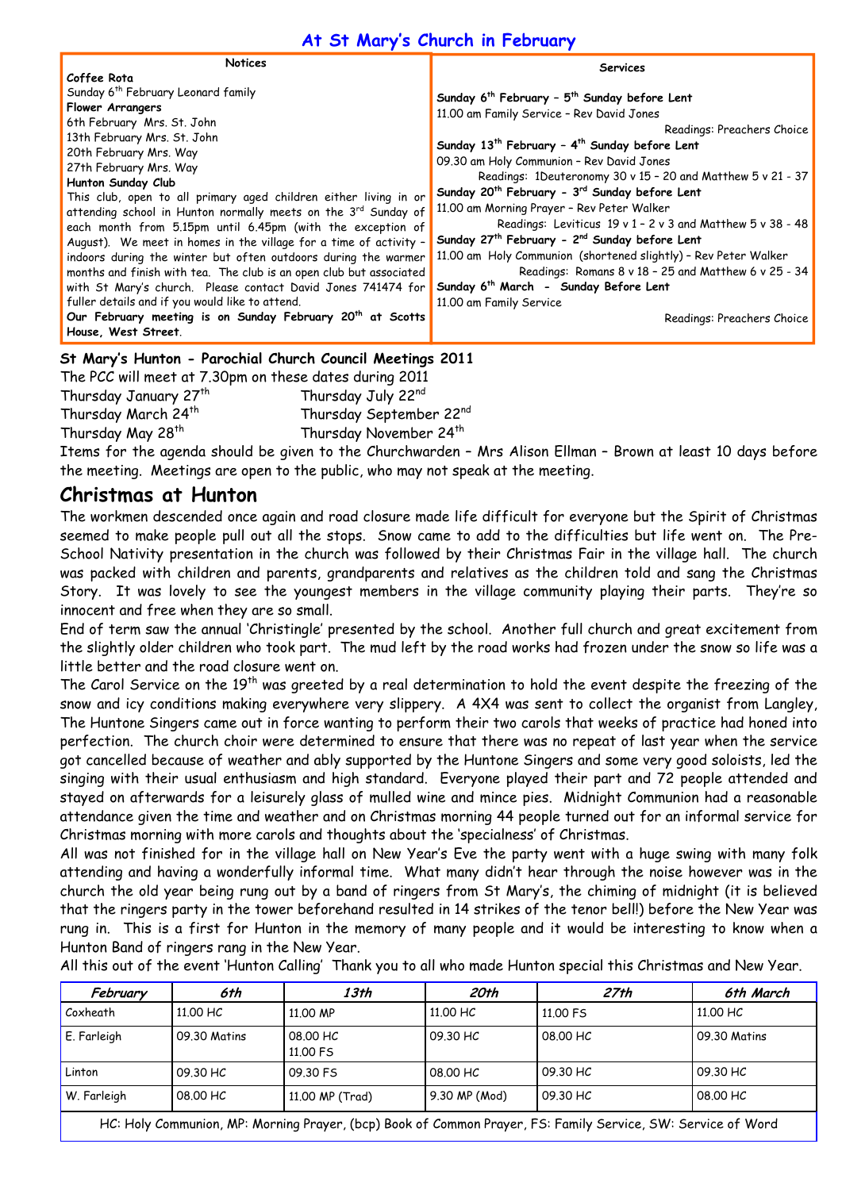# At St Mary's Church in February

## Notices

**Coffee Rota**

Sunday 6th February Leonard family

**Flower Arrangers**

6th February Mrs. St. John
13th February Mrs. St. John
20th February Mrs. Way
27th February Mrs. Way

**Hunton Sunday Club**

This club, open to all primary aged children either living in or attending school in Hunton normally meets on the 3rd Sunday of each month from 5.15pm until 6.45pm (with the exception of August). We meet in homes in the village for a time of activity - indoors during the winter but often outdoors during the warmer months and finish with tea. The club is an open club but associated with St Mary's church. Please contact David Jones 741474 for fuller details and if you would like to attend.

**Our February meeting is on Sunday February 20th at Scotts House, West Street.**

## Services

**Sunday 6th February – 5th Sunday before Lent**
11.00 am Family Service – Rev David Jones
Readings: Preachers Choice

**Sunday 13th February – 4th Sunday before Lent**
09.30 am Holy Communion – Rev David Jones
Readings: 1Deuteronomy 30 v 15 – 20 and Matthew 5 v 21 - 37

**Sunday 20th February - 3rd Sunday before Lent**
11.00 am Morning Prayer – Rev Peter Walker
Readings: Leviticus 19 v 1 – 2 v 3 and Matthew 5 v 38 - 48

**Sunday 27th February - 2nd Sunday before Lent**
11.00 am Holy Communion (shortened slightly) – Rev Peter Walker
Readings: Romans 8 v 18 – 25 and Matthew 6 v 25 - 34

**Sunday 6th March - Sunday Before Lent**
11.00 am Family Service
Readings: Preachers Choice

**St Mary's Hunton - Parochial Church Council Meetings 2011**

The PCC will meet at 7.30pm on these dates during 2011

| | |
|---|---|
| Thursday January 27th | Thursday July 22nd |
| Thursday March 24th | Thursday September 22nd |
| Thursday May 28th | Thursday November 24th |

Items for the agenda should be given to the Churchwarden – Mrs Alison Ellman – Brown at least 10 days before the meeting. Meetings are open to the public, who may not speak at the meeting.

## Christmas at Hunton

The workmen descended once again and road closure made life difficult for everyone but the Spirit of Christmas seemed to make people pull out all the stops. Snow came to add to the difficulties but life went on. The Pre-School Nativity presentation in the church was followed by their Christmas Fair in the village hall. The church was packed with children and parents, grandparents and relatives as the children told and sang the Christmas Story. It was lovely to see the youngest members in the village community playing their parts. They're so innocent and free when they are so small.

End of term saw the annual 'Christingle' presented by the school. Another full church and great excitement from the slightly older children who took part. The mud left by the road works had frozen under the snow so life was a little better and the road closure went on.

The Carol Service on the 19th was greeted by a real determination to hold the event despite the freezing of the snow and icy conditions making everywhere very slippery. A 4X4 was sent to collect the organist from Langley, The Huntone Singers came out in force wanting to perform their two carols that weeks of practice had honed into perfection. The church choir were determined to ensure that there was no repeat of last year when the service got cancelled because of weather and ably supported by the Huntone Singers and some very good soloists, led the singing with their usual enthusiasm and high standard. Everyone played their part and 72 people attended and stayed on afterwards for a leisurely glass of mulled wine and mince pies. Midnight Communion had a reasonable attendance given the time and weather and on Christmas morning 44 people turned out for an informal service for Christmas morning with more carols and thoughts about the 'specialness' of Christmas.

All was not finished for in the village hall on New Year's Eve the party went with a huge swing with many folk attending and having a wonderfully informal time. What many didn't hear through the noise however was in the church the old year being rung out by a band of ringers from St Mary's, the chiming of midnight (it is believed that the ringers party in the tower beforehand resulted in 14 strikes of the tenor bell!) before the New Year was rung in. This is a first for Hunton in the memory of many people and it would be interesting to know when a Hunton Band of ringers rang in the New Year.

All this out of the event 'Hunton Calling' Thank you to all who made Hunton special this Christmas and New Year.

| February | 6th | 13th | 20th | 27th | 6th March |
|---|---|---|---|---|---|
| Coxheath | 11.00 HC | 11.00 MP | 11.00 HC | 11.00 FS | 11.00 HC |
| E. Farleigh | 09.30 Matins | 08.00 HC<br>11.00 FS | 09.30 HC | 08.00 HC | 09.30 Matins |
| Linton | 09.30 HC | 09.30 FS | 08.00 HC | 09.30 HC | 09.30 HC |
| W. Farleigh | 08.00 HC | 11.00 MP (Trad) | 9.30 MP (Mod) | 09.30 HC | 08.00 HC |

HC: Holy Communion, MP: Morning Prayer, (bcp) Book of Common Prayer, FS: Family Service, SW: Service of Word